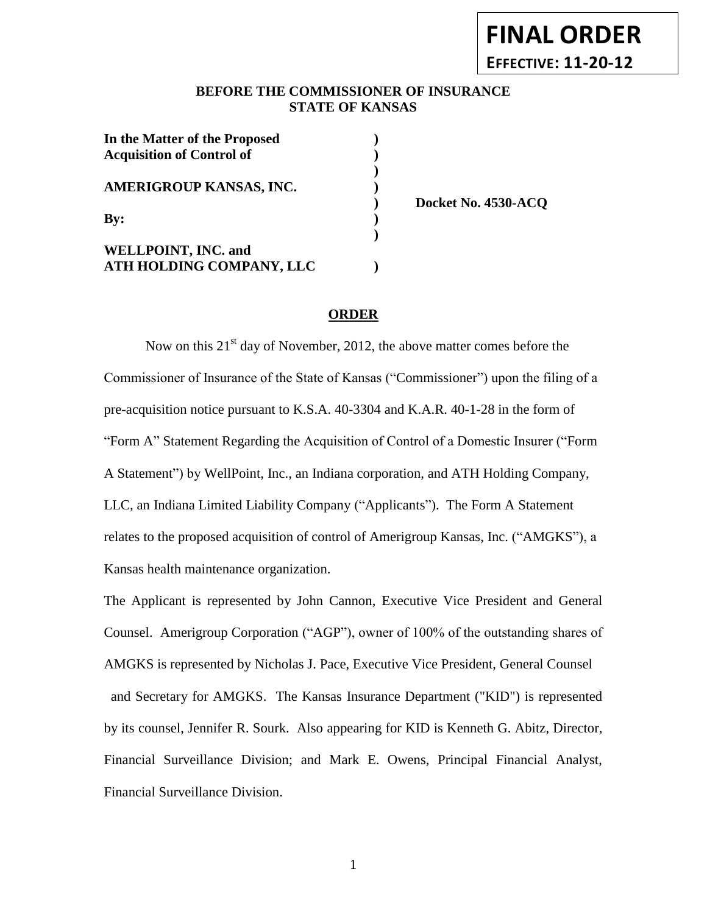**FINAL ORDER**

**EFFECTIVE: 11-20-12**

**BEFORE THE COMMISSIONER OF INSURANCE**
**STATE OF KANSAS**

| | | |
|---|---|---|
| **In the Matter of the Proposed** | **)** | |
| **Acquisition of Control of** | **)** | |
| | **)** | |
| **AMERIGROUP KANSAS, INC.** | **)** | |
| | **)** | **Docket No. 4530-ACQ** |
| **By:** | **)** | |
| | **)** | |
| **WELLPOINT, INC. and** | | |
| **ATH HOLDING COMPANY, LLC** | **)** | |

**ORDER**

Now on this 21st day of November, 2012, the above matter comes before the Commissioner of Insurance of the State of Kansas ("Commissioner") upon the filing of a pre-acquisition notice pursuant to K.S.A. 40-3304 and K.A.R. 40-1-28 in the form of "Form A" Statement Regarding the Acquisition of Control of a Domestic Insurer ("Form A Statement") by WellPoint, Inc., an Indiana corporation, and ATH Holding Company, LLC, an Indiana Limited Liability Company ("Applicants"). The Form A Statement relates to the proposed acquisition of control of Amerigroup Kansas, Inc. ("AMGKS"), a Kansas health maintenance organization.

The Applicant is represented by John Cannon, Executive Vice President and General Counsel. Amerigroup Corporation ("AGP"), owner of 100% of the outstanding shares of AMGKS is represented by Nicholas J. Pace, Executive Vice President, General Counsel and Secretary for AMGKS. The Kansas Insurance Department ("KID") is represented by its counsel, Jennifer R. Sourk. Also appearing for KID is Kenneth G. Abitz, Director, Financial Surveillance Division; and Mark E. Owens, Principal Financial Analyst, Financial Surveillance Division.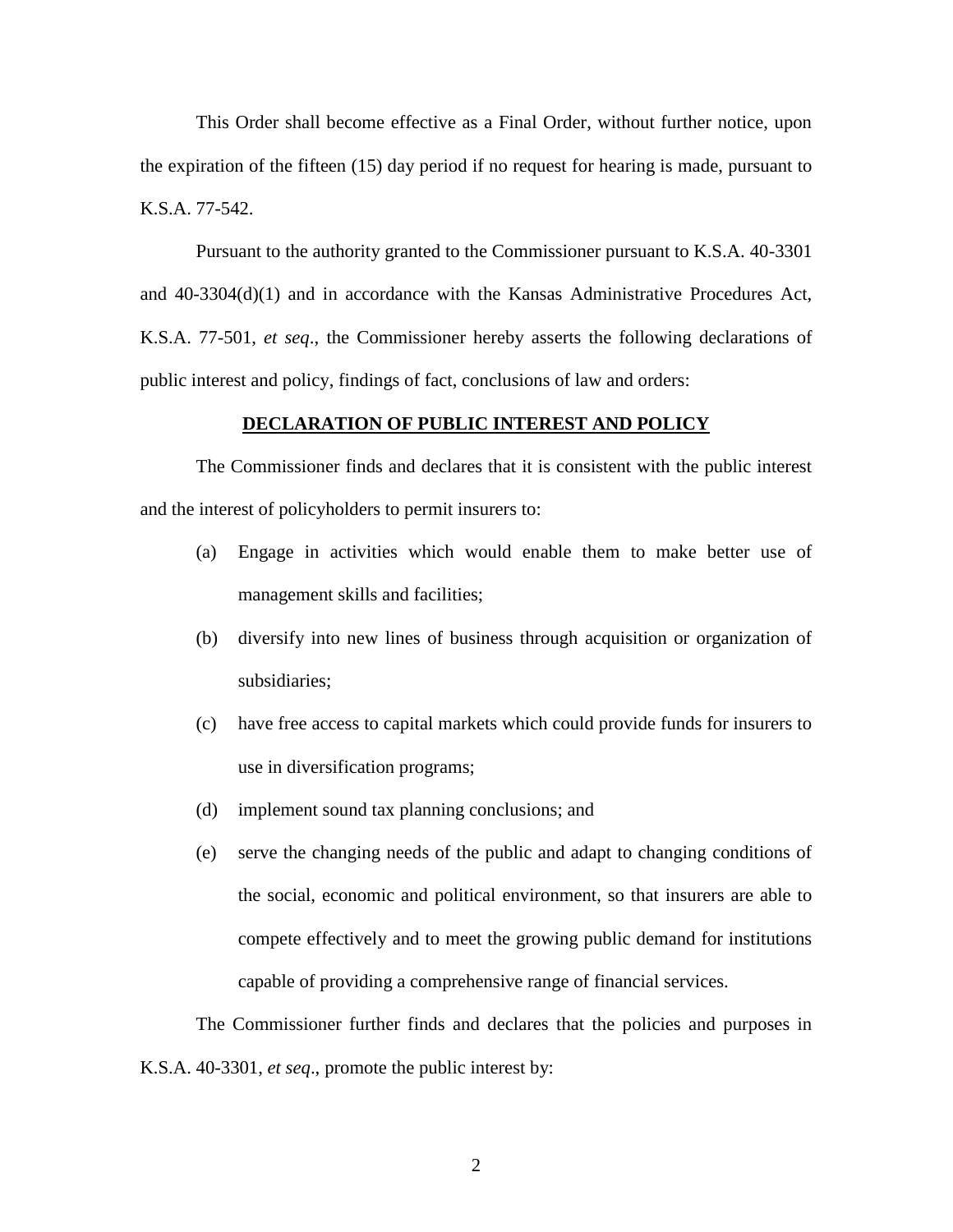This Order shall become effective as a Final Order, without further notice, upon the expiration of the fifteen (15) day period if no request for hearing is made, pursuant to K.S.A. 77-542.

Pursuant to the authority granted to the Commissioner pursuant to K.S.A. 40-3301 and 40-3304(d)(1) and in accordance with the Kansas Administrative Procedures Act, K.S.A. 77-501, *et seq*., the Commissioner hereby asserts the following declarations of public interest and policy, findings of fact, conclusions of law and orders:

## **DECLARATION OF PUBLIC INTEREST AND POLICY**

The Commissioner finds and declares that it is consistent with the public interest and the interest of policyholders to permit insurers to:

(a) Engage in activities which would enable them to make better use of management skills and facilities;

(b) diversify into new lines of business through acquisition or organization of subsidiaries;

(c) have free access to capital markets which could provide funds for insurers to use in diversification programs;

(d) implement sound tax planning conclusions; and

(e) serve the changing needs of the public and adapt to changing conditions of the social, economic and political environment, so that insurers are able to compete effectively and to meet the growing public demand for institutions capable of providing a comprehensive range of financial services.

The Commissioner further finds and declares that the policies and purposes in K.S.A. 40-3301, *et seq*., promote the public interest by: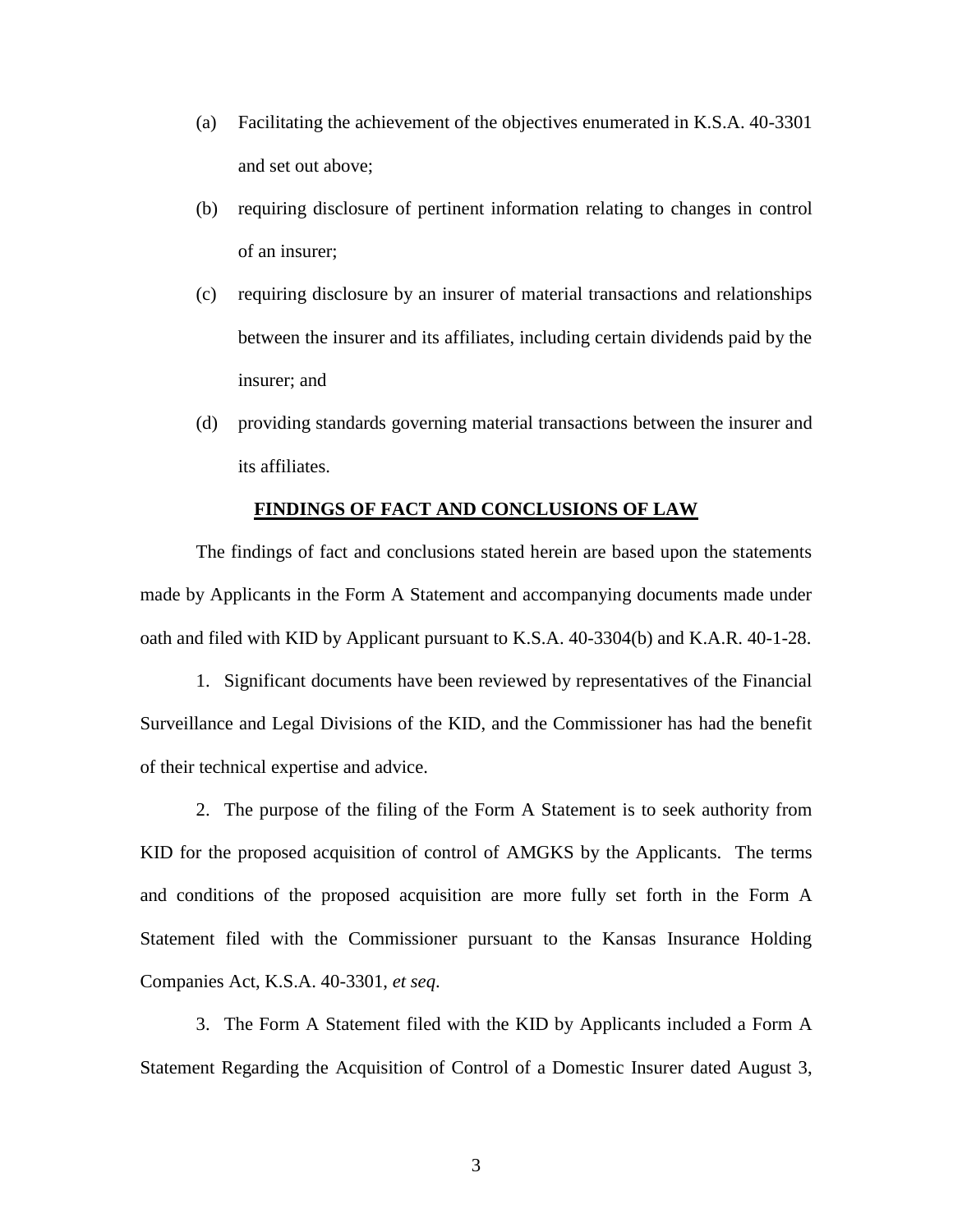(a) Facilitating the achievement of the objectives enumerated in K.S.A. 40-3301 and set out above;

(b) requiring disclosure of pertinent information relating to changes in control of an insurer;

(c) requiring disclosure by an insurer of material transactions and relationships between the insurer and its affiliates, including certain dividends paid by the insurer; and

(d) providing standards governing material transactions between the insurer and its affiliates.

## FINDINGS OF FACT AND CONCLUSIONS OF LAW

The findings of fact and conclusions stated herein are based upon the statements made by Applicants in the Form A Statement and accompanying documents made under oath and filed with KID by Applicant pursuant to K.S.A. 40-3304(b) and K.A.R. 40-1-28.

1. Significant documents have been reviewed by representatives of the Financial Surveillance and Legal Divisions of the KID, and the Commissioner has had the benefit of their technical expertise and advice.

2. The purpose of the filing of the Form A Statement is to seek authority from KID for the proposed acquisition of control of AMGKS by the Applicants. The terms and conditions of the proposed acquisition are more fully set forth in the Form A Statement filed with the Commissioner pursuant to the Kansas Insurance Holding Companies Act, K.S.A. 40-3301, *et seq.*

3. The Form A Statement filed with the KID by Applicants included a Form A Statement Regarding the Acquisition of Control of a Domestic Insurer dated August 3,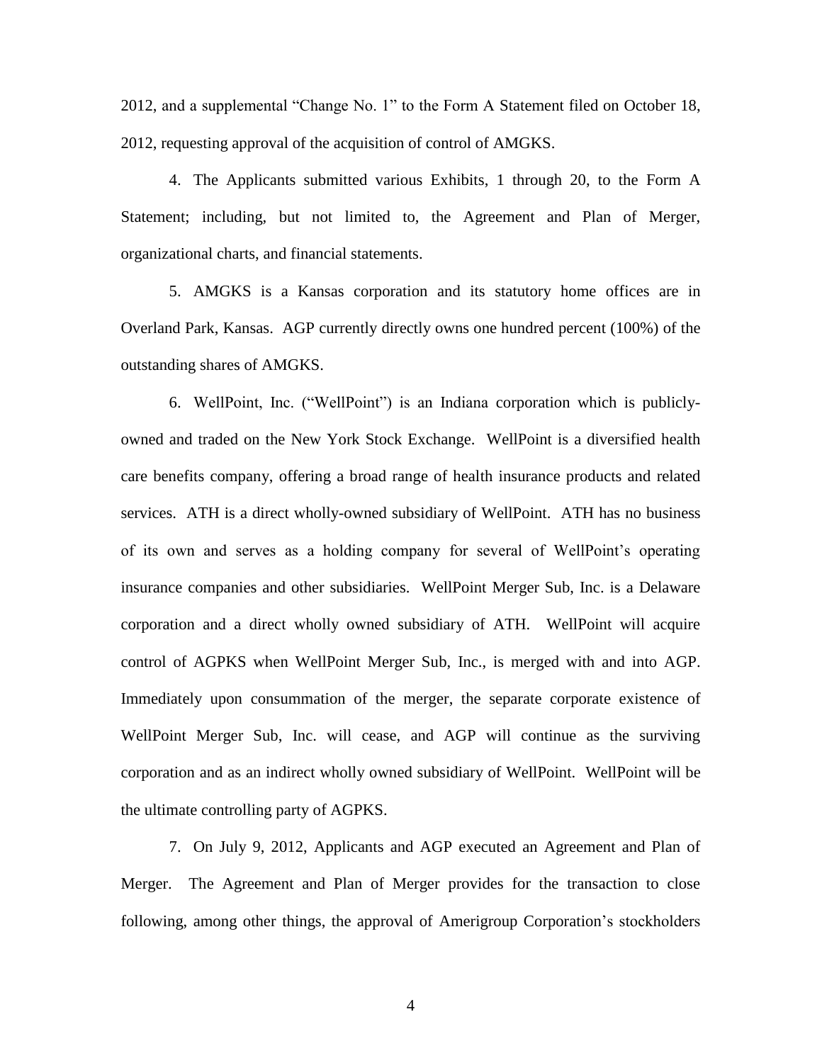2012, and a supplemental "Change No. 1" to the Form A Statement filed on October 18, 2012, requesting approval of the acquisition of control of AMGKS.

4. The Applicants submitted various Exhibits, 1 through 20, to the Form A Statement; including, but not limited to, the Agreement and Plan of Merger, organizational charts, and financial statements.

5. AMGKS is a Kansas corporation and its statutory home offices are in Overland Park, Kansas. AGP currently directly owns one hundred percent (100%) of the outstanding shares of AMGKS.

6. WellPoint, Inc. ("WellPoint") is an Indiana corporation which is publicly-owned and traded on the New York Stock Exchange. WellPoint is a diversified health care benefits company, offering a broad range of health insurance products and related services. ATH is a direct wholly-owned subsidiary of WellPoint. ATH has no business of its own and serves as a holding company for several of WellPoint's operating insurance companies and other subsidiaries. WellPoint Merger Sub, Inc. is a Delaware corporation and a direct wholly owned subsidiary of ATH. WellPoint will acquire control of AGPKS when WellPoint Merger Sub, Inc., is merged with and into AGP. Immediately upon consummation of the merger, the separate corporate existence of WellPoint Merger Sub, Inc. will cease, and AGP will continue as the surviving corporation and as an indirect wholly owned subsidiary of WellPoint. WellPoint will be the ultimate controlling party of AGPKS.

7. On July 9, 2012, Applicants and AGP executed an Agreement and Plan of Merger. The Agreement and Plan of Merger provides for the transaction to close following, among other things, the approval of Amerigroup Corporation's stockholders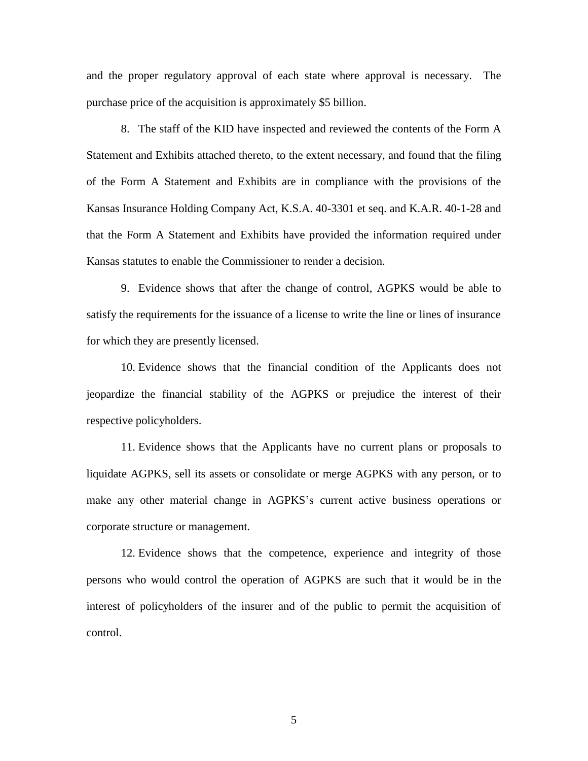and the proper regulatory approval of each state where approval is necessary. The purchase price of the acquisition is approximately $5 billion.

8. The staff of the KID have inspected and reviewed the contents of the Form A Statement and Exhibits attached thereto, to the extent necessary, and found that the filing of the Form A Statement and Exhibits are in compliance with the provisions of the Kansas Insurance Holding Company Act, K.S.A. 40-3301 et seq. and K.A.R. 40-1-28 and that the Form A Statement and Exhibits have provided the information required under Kansas statutes to enable the Commissioner to render a decision.

9. Evidence shows that after the change of control, AGPKS would be able to satisfy the requirements for the issuance of a license to write the line or lines of insurance for which they are presently licensed.

10. Evidence shows that the financial condition of the Applicants does not jeopardize the financial stability of the AGPKS or prejudice the interest of their respective policyholders.

11. Evidence shows that the Applicants have no current plans or proposals to liquidate AGPKS, sell its assets or consolidate or merge AGPKS with any person, or to make any other material change in AGPKS's current active business operations or corporate structure or management.

12. Evidence shows that the competence, experience and integrity of those persons who would control the operation of AGPKS are such that it would be in the interest of policyholders of the insurer and of the public to permit the acquisition of control.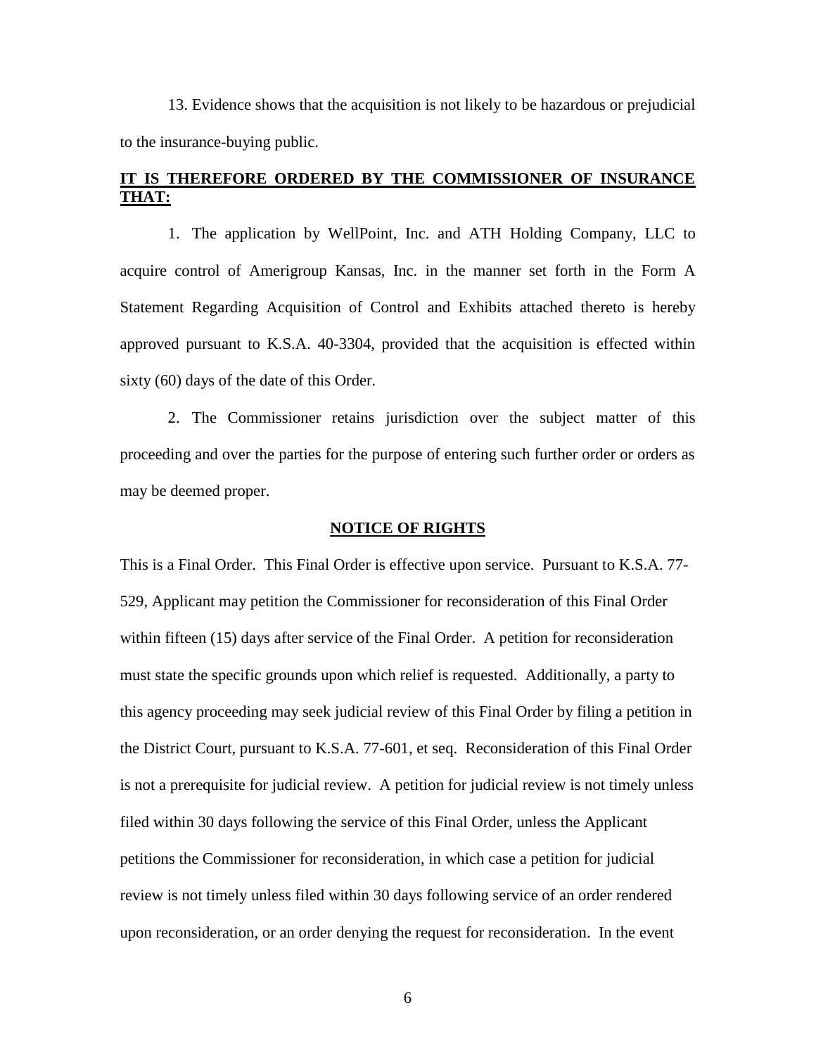13. Evidence shows that the acquisition is not likely to be hazardous or prejudicial to the insurance-buying public.

**IT IS THEREFORE ORDERED BY THE COMMISSIONER OF INSURANCE THAT:**

1. The application by WellPoint, Inc. and ATH Holding Company, LLC to acquire control of Amerigroup Kansas, Inc. in the manner set forth in the Form A Statement Regarding Acquisition of Control and Exhibits attached thereto is hereby approved pursuant to K.S.A. 40-3304, provided that the acquisition is effected within sixty (60) days of the date of this Order.

2. The Commissioner retains jurisdiction over the subject matter of this proceeding and over the parties for the purpose of entering such further order or orders as may be deemed proper.

## NOTICE OF RIGHTS

This is a Final Order. This Final Order is effective upon service. Pursuant to K.S.A. 77-529, Applicant may petition the Commissioner for reconsideration of this Final Order within fifteen (15) days after service of the Final Order. A petition for reconsideration must state the specific grounds upon which relief is requested. Additionally, a party to this agency proceeding may seek judicial review of this Final Order by filing a petition in the District Court, pursuant to K.S.A. 77-601, et seq. Reconsideration of this Final Order is not a prerequisite for judicial review. A petition for judicial review is not timely unless filed within 30 days following the service of this Final Order, unless the Applicant petitions the Commissioner for reconsideration, in which case a petition for judicial review is not timely unless filed within 30 days following service of an order rendered upon reconsideration, or an order denying the request for reconsideration. In the event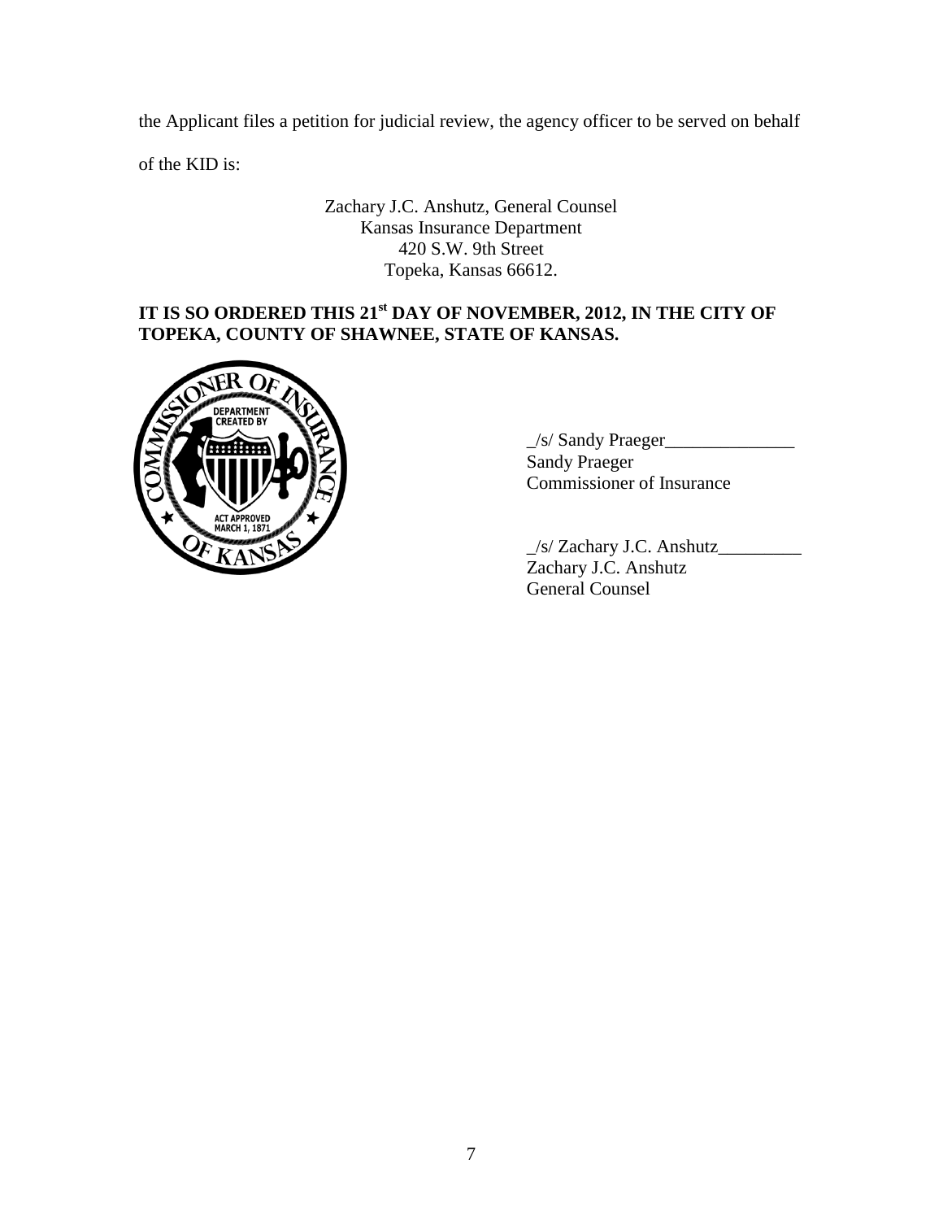the Applicant files a petition for judicial review, the agency officer to be served on behalf

of the KID is:

Zachary J.C. Anshutz, General Counsel
Kansas Insurance Department
420 S.W. 9th Street
Topeka, Kansas 66612.

**IT IS SO ORDERED THIS 21st DAY OF NOVEMBER, 2012, IN THE CITY OF TOPEKA, COUNTY OF SHAWNEE, STATE OF KANSAS.**

_/s/ Sandy Praeger______________
Sandy Praeger
Commissioner of Insurance

_/s/ Zachary J.C. Anshutz_________
Zachary J.C. Anshutz
General Counsel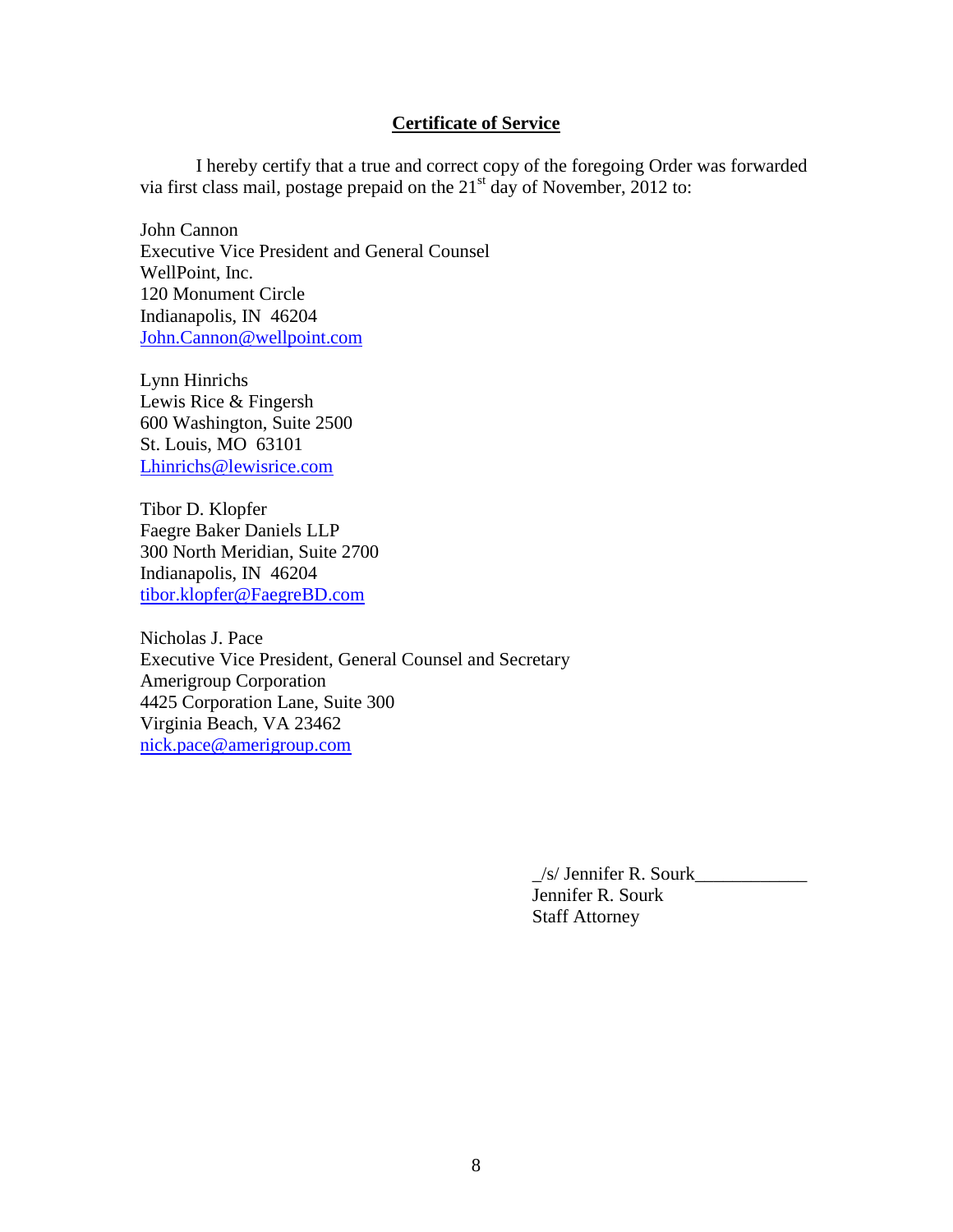**Certificate of Service**

I hereby certify that a true and correct copy of the foregoing Order was forwarded via first class mail, postage prepaid on the 21st day of November, 2012 to:

John Cannon
Executive Vice President and General Counsel
WellPoint, Inc.
120 Monument Circle
Indianapolis, IN 46204
John.Cannon@wellpoint.com

Lynn Hinrichs
Lewis Rice & Fingersh
600 Washington, Suite 2500
St. Louis, MO 63101
Lhinrichs@lewisrice.com

Tibor D. Klopfer
Faegre Baker Daniels LLP
300 North Meridian, Suite 2700
Indianapolis, IN 46204
tibor.klopfer@FaegreBD.com

Nicholas J. Pace
Executive Vice President, General Counsel and Secretary
Amerigroup Corporation
4425 Corporation Lane, Suite 300
Virginia Beach, VA 23462
nick.pace@amerigroup.com

_/s/ Jennifer R. Sourk____________
Jennifer R. Sourk
Staff Attorney